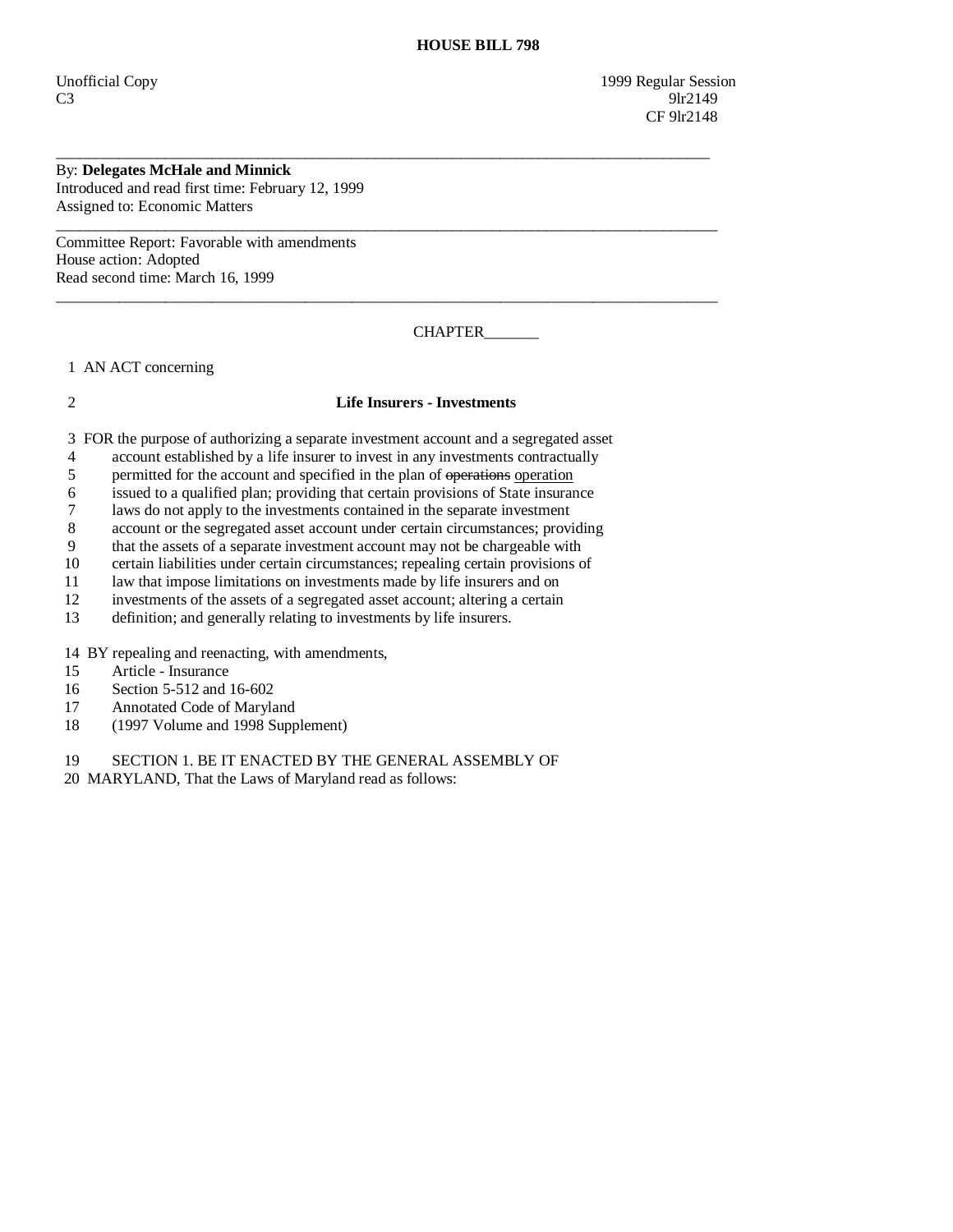**HOUSE BILL 798**

Unofficial Copy 1999 Regular Session
C3 9lr2149
CF 9lr2148

---

By: **Delegates McHale and Minnick**
Introduced and read first time: February 12, 1999
Assigned to: Economic Matters

---

Committee Report: Favorable with amendments
House action: Adopted
Read second time: March 16, 1999

---

CHAPTER_______

1 AN ACT concerning

2 **Life Insurers - Investments**

3 FOR the purpose of authorizing a separate investment account and a segregated asset
4 account established by a life insurer to invest in any investments contractually
5 permitted for the account and specified in the plan of ~~operations~~ <u>operation</u>
6 issued to a qualified plan; providing that certain provisions of State insurance
7 laws do not apply to the investments contained in the separate investment
8 account or the segregated asset account under certain circumstances; providing
9 that the assets of a separate investment account may not be chargeable with
10 certain liabilities under certain circumstances; repealing certain provisions of
11 law that impose limitations on investments made by life insurers and on
12 investments of the assets of a segregated asset account; altering a certain
13 definition; and generally relating to investments by life insurers.

14 BY repealing and reenacting, with amendments,
15 Article - Insurance
16 Section 5-512 and 16-602
17 Annotated Code of Maryland
18 (1997 Volume and 1998 Supplement)

19 SECTION 1. BE IT ENACTED BY THE GENERAL ASSEMBLY OF
20 MARYLAND, That the Laws of Maryland read as follows: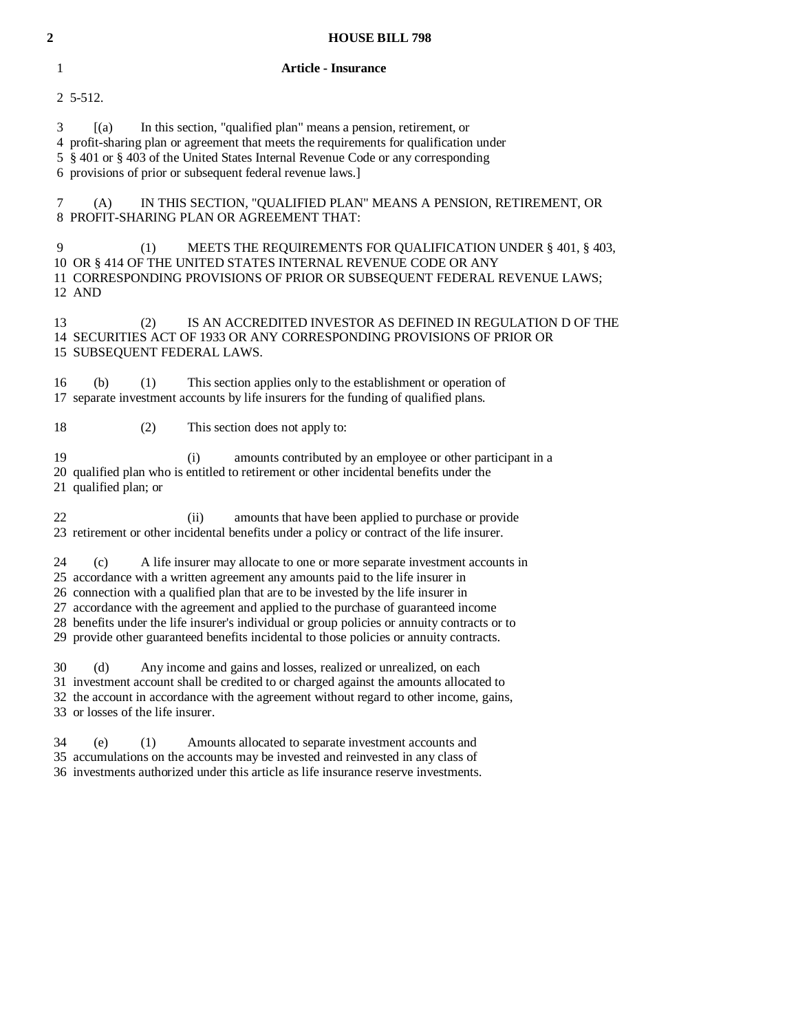**Article - Insurance**

5-512.

[(a) In this section, "qualified plan" means a pension, retirement, or profit-sharing plan or agreement that meets the requirements for qualification under § 401 or § 403 of the United States Internal Revenue Code or any corresponding provisions of prior or subsequent federal revenue laws.]

(A) IN THIS SECTION, "QUALIFIED PLAN" MEANS A PENSION, RETIREMENT, OR PROFIT-SHARING PLAN OR AGREEMENT THAT:

(1) MEETS THE REQUIREMENTS FOR QUALIFICATION UNDER § 401, § 403, OR § 414 OF THE UNITED STATES INTERNAL REVENUE CODE OR ANY CORRESPONDING PROVISIONS OF PRIOR OR SUBSEQUENT FEDERAL REVENUE LAWS; AND

(2) IS AN ACCREDITED INVESTOR AS DEFINED IN REGULATION D OF THE SECURITIES ACT OF 1933 OR ANY CORRESPONDING PROVISIONS OF PRIOR OR SUBSEQUENT FEDERAL LAWS.

(b) (1) This section applies only to the establishment or operation of separate investment accounts by life insurers for the funding of qualified plans.

(2) This section does not apply to:

(i) amounts contributed by an employee or other participant in a qualified plan who is entitled to retirement or other incidental benefits under the qualified plan; or

(ii) amounts that have been applied to purchase or provide retirement or other incidental benefits under a policy or contract of the life insurer.

(c) A life insurer may allocate to one or more separate investment accounts in accordance with a written agreement any amounts paid to the life insurer in connection with a qualified plan that are to be invested by the life insurer in accordance with the agreement and applied to the purchase of guaranteed income benefits under the life insurer's individual or group policies or annuity contracts or to provide other guaranteed benefits incidental to those policies or annuity contracts.

(d) Any income and gains and losses, realized or unrealized, on each investment account shall be credited to or charged against the amounts allocated to the account in accordance with the agreement without regard to other income, gains, or losses of the life insurer.

(e) (1) Amounts allocated to separate investment accounts and accumulations on the accounts may be invested and reinvested in any class of investments authorized under this article as life insurance reserve investments.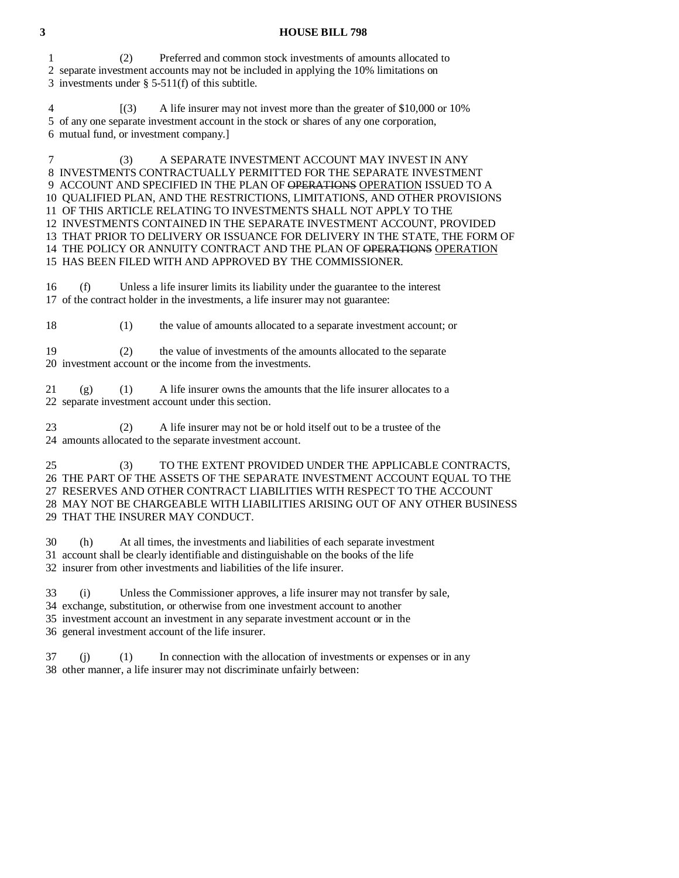(2) Preferred and common stock investments of amounts allocated to separate investment accounts may not be included in applying the 10% limitations on investments under § 5-511(f) of this subtitle.

[(3) A life insurer may not invest more than the greater of $10,000 or 10% of any one separate investment account in the stock or shares of any one corporation, mutual fund, or investment company.]

(3) A SEPARATE INVESTMENT ACCOUNT MAY INVEST IN ANY INVESTMENTS CONTRACTUALLY PERMITTED FOR THE SEPARATE INVESTMENT ACCOUNT AND SPECIFIED IN THE PLAN OF ~~OPERATIONS~~ OPERATION ISSUED TO A QUALIFIED PLAN, AND THE RESTRICTIONS, LIMITATIONS, AND OTHER PROVISIONS OF THIS ARTICLE RELATING TO INVESTMENTS SHALL NOT APPLY TO THE INVESTMENTS CONTAINED IN THE SEPARATE INVESTMENT ACCOUNT, PROVIDED THAT PRIOR TO DELIVERY OR ISSUANCE FOR DELIVERY IN THE STATE, THE FORM OF THE POLICY OR ANNUITY CONTRACT AND THE PLAN OF ~~OPERATIONS~~ OPERATION HAS BEEN FILED WITH AND APPROVED BY THE COMMISSIONER.

(f) Unless a life insurer limits its liability under the guarantee to the interest of the contract holder in the investments, a life insurer may not guarantee:

(1) the value of amounts allocated to a separate investment account; or

(2) the value of investments of the amounts allocated to the separate investment account or the income from the investments.

(g) (1) A life insurer owns the amounts that the life insurer allocates to a separate investment account under this section.

(2) A life insurer may not be or hold itself out to be a trustee of the amounts allocated to the separate investment account.

(3) TO THE EXTENT PROVIDED UNDER THE APPLICABLE CONTRACTS, THE PART OF THE ASSETS OF THE SEPARATE INVESTMENT ACCOUNT EQUAL TO THE RESERVES AND OTHER CONTRACT LIABILITIES WITH RESPECT TO THE ACCOUNT MAY NOT BE CHARGEABLE WITH LIABILITIES ARISING OUT OF ANY OTHER BUSINESS THAT THE INSURER MAY CONDUCT.

(h) At all times, the investments and liabilities of each separate investment account shall be clearly identifiable and distinguishable on the books of the life insurer from other investments and liabilities of the life insurer.

(i) Unless the Commissioner approves, a life insurer may not transfer by sale, exchange, substitution, or otherwise from one investment account to another investment account an investment in any separate investment account or in the general investment account of the life insurer.

(j) (1) In connection with the allocation of investments or expenses or in any other manner, a life insurer may not discriminate unfairly between: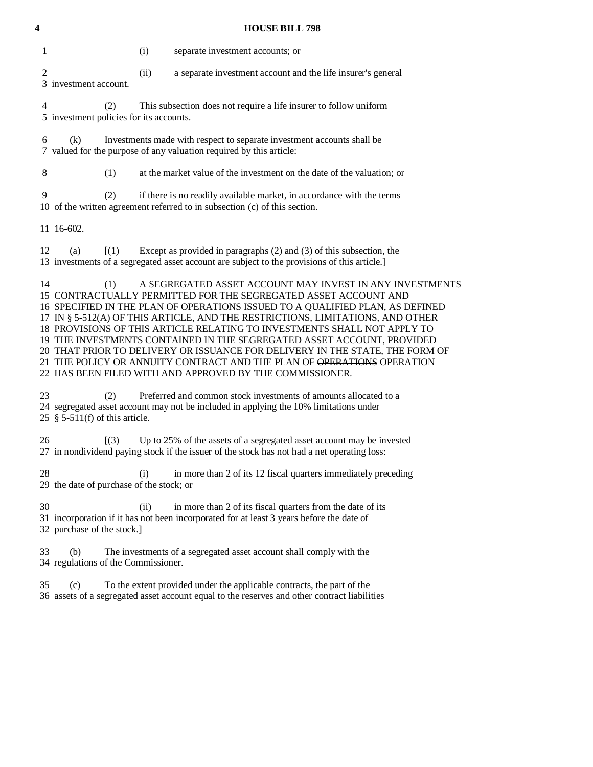(i) separate investment accounts; or

(ii) a separate investment account and the life insurer's general investment account.

(2) This subsection does not require a life insurer to follow uniform investment policies for its accounts.

(k) Investments made with respect to separate investment accounts shall be valued for the purpose of any valuation required by this article:

(1) at the market value of the investment on the date of the valuation; or

(2) if there is no readily available market, in accordance with the terms of the written agreement referred to in subsection (c) of this section.

16-602.

(a) [(1) Except as provided in paragraphs (2) and (3) of this subsection, the investments of a segregated asset account are subject to the provisions of this article.]

(1) A SEGREGATED ASSET ACCOUNT MAY INVEST IN ANY INVESTMENTS CONTRACTUALLY PERMITTED FOR THE SEGREGATED ASSET ACCOUNT AND SPECIFIED IN THE PLAN OF OPERATIONS ISSUED TO A QUALIFIED PLAN, AS DEFINED IN § 5-512(A) OF THIS ARTICLE, AND THE RESTRICTIONS, LIMITATIONS, AND OTHER PROVISIONS OF THIS ARTICLE RELATING TO INVESTMENTS SHALL NOT APPLY TO THE INVESTMENTS CONTAINED IN THE SEGREGATED ASSET ACCOUNT, PROVIDED THAT PRIOR TO DELIVERY OR ISSUANCE FOR DELIVERY IN THE STATE, THE FORM OF THE POLICY OR ANNUITY CONTRACT AND THE PLAN OF ~~OPERATIONS~~ OPERATION HAS BEEN FILED WITH AND APPROVED BY THE COMMISSIONER.

(2) Preferred and common stock investments of amounts allocated to a segregated asset account may not be included in applying the 10% limitations under § 5-511(f) of this article.

[(3) Up to 25% of the assets of a segregated asset account may be invested in nondividend paying stock if the issuer of the stock has not had a net operating loss:

(i) in more than 2 of its 12 fiscal quarters immediately preceding the date of purchase of the stock; or

(ii) in more than 2 of its fiscal quarters from the date of its incorporation if it has not been incorporated for at least 3 years before the date of purchase of the stock.]

(b) The investments of a segregated asset account shall comply with the regulations of the Commissioner.

(c) To the extent provided under the applicable contracts, the part of the assets of a segregated asset account equal to the reserves and other contract liabilities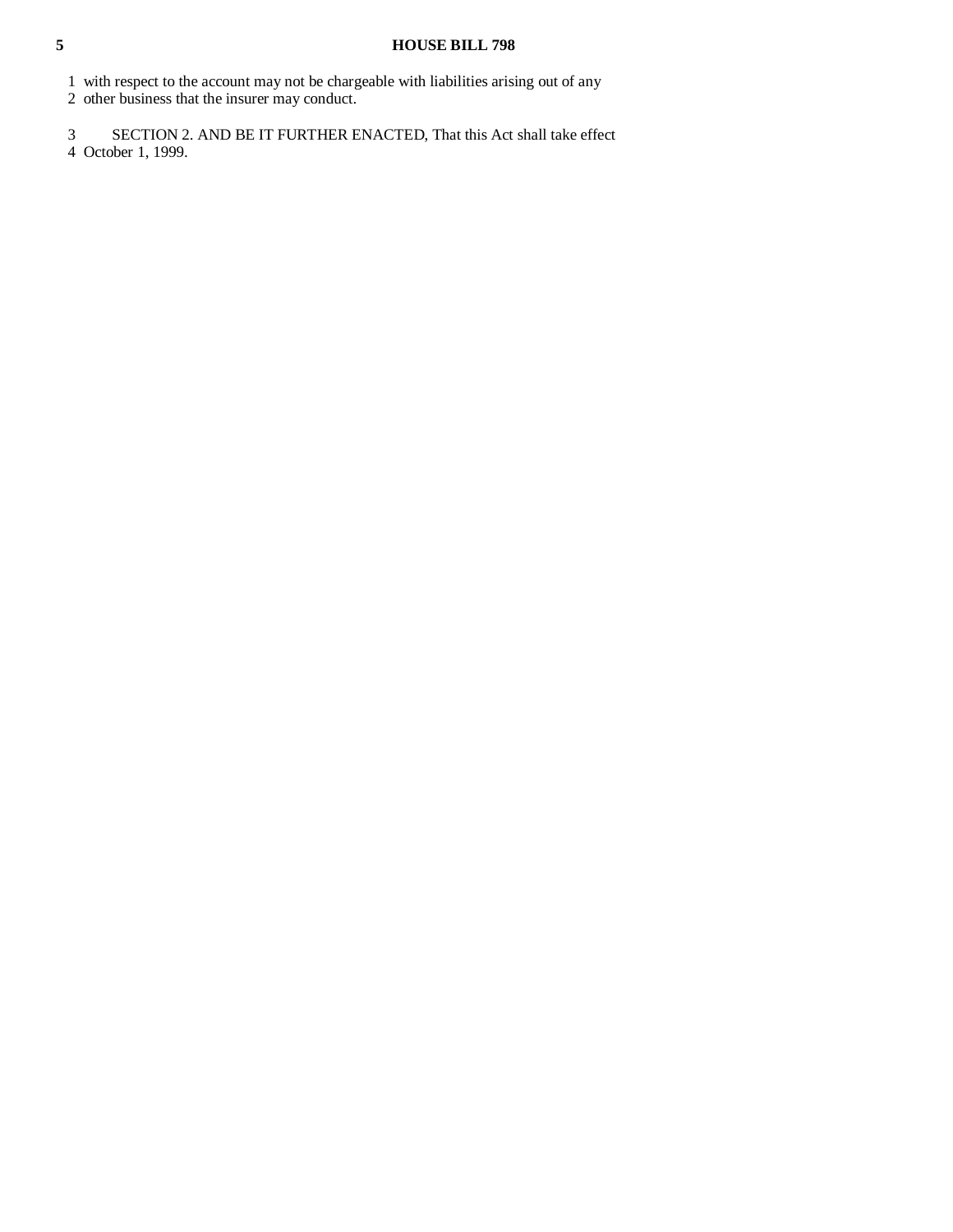with respect to the account may not be chargeable with liabilities arising out of any other business that the insurer may conduct.

SECTION 2. AND BE IT FURTHER ENACTED, That this Act shall take effect October 1, 1999.